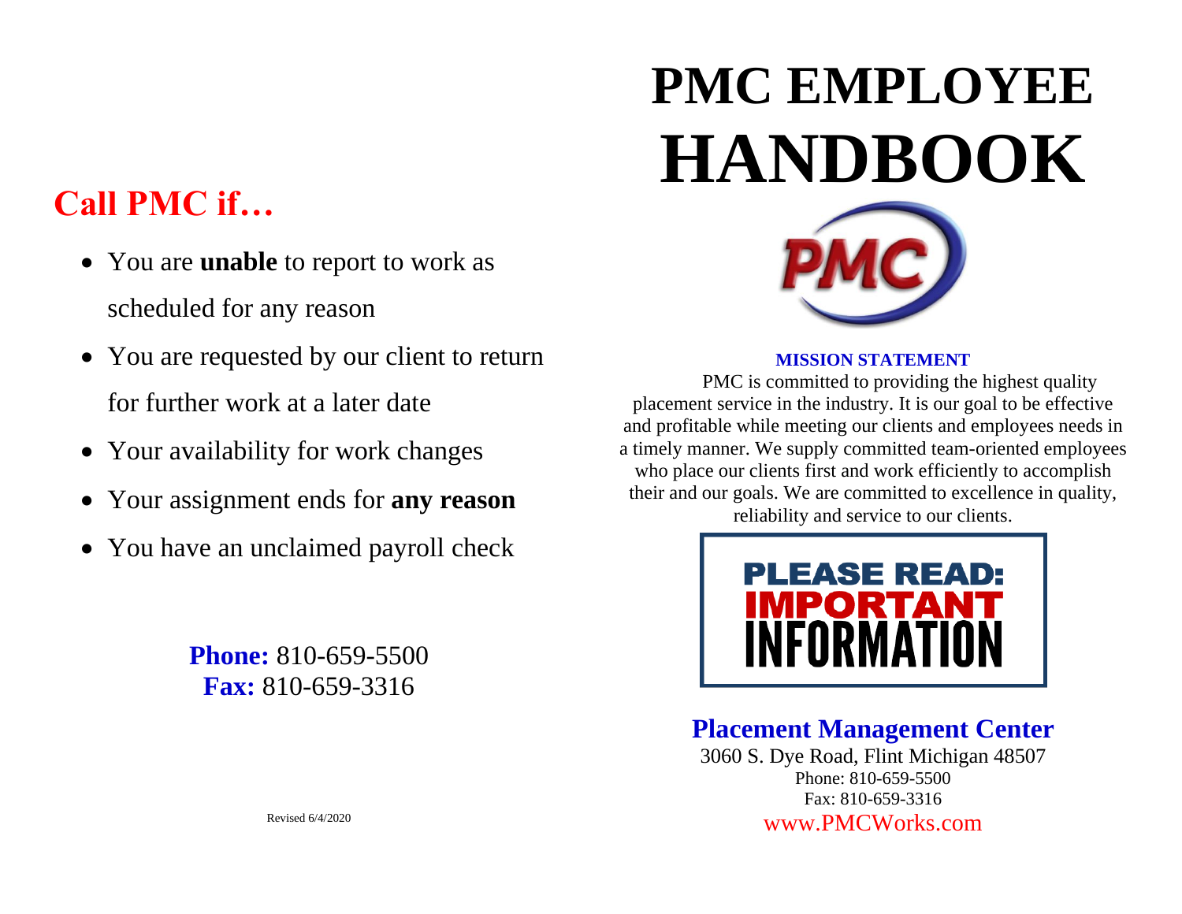## Call PMC if…

- You are **unable** to report to work as scheduled for any reason
- You are requested by our client to return for further work at a later date
- Your availability for work changes
- Your assignment ends for **any reason**
- You have an unclaimed payroll check

**Phone:** 810-659-5500
**Fax:** 810-659-3316

Revised 6/4/2020

# PMC EMPLOYEE HANDBOOK

PMC

**MISSION STATEMENT**

PMC is committed to providing the highest quality placement service in the industry. It is our goal to be effective and profitable while meeting our clients and employees needs in a timely manner. We supply committed team-oriented employees who place our clients first and work efficiently to accomplish their and our goals. We are committed to excellence in quality, reliability and service to our clients.

**PLEASE READ: IMPORTANT INFORMATION**

## Placement Management Center

3060 S. Dye Road, Flint Michigan 48507
Phone: 810-659-5500
Fax: 810-659-3316
www.PMCWorks.com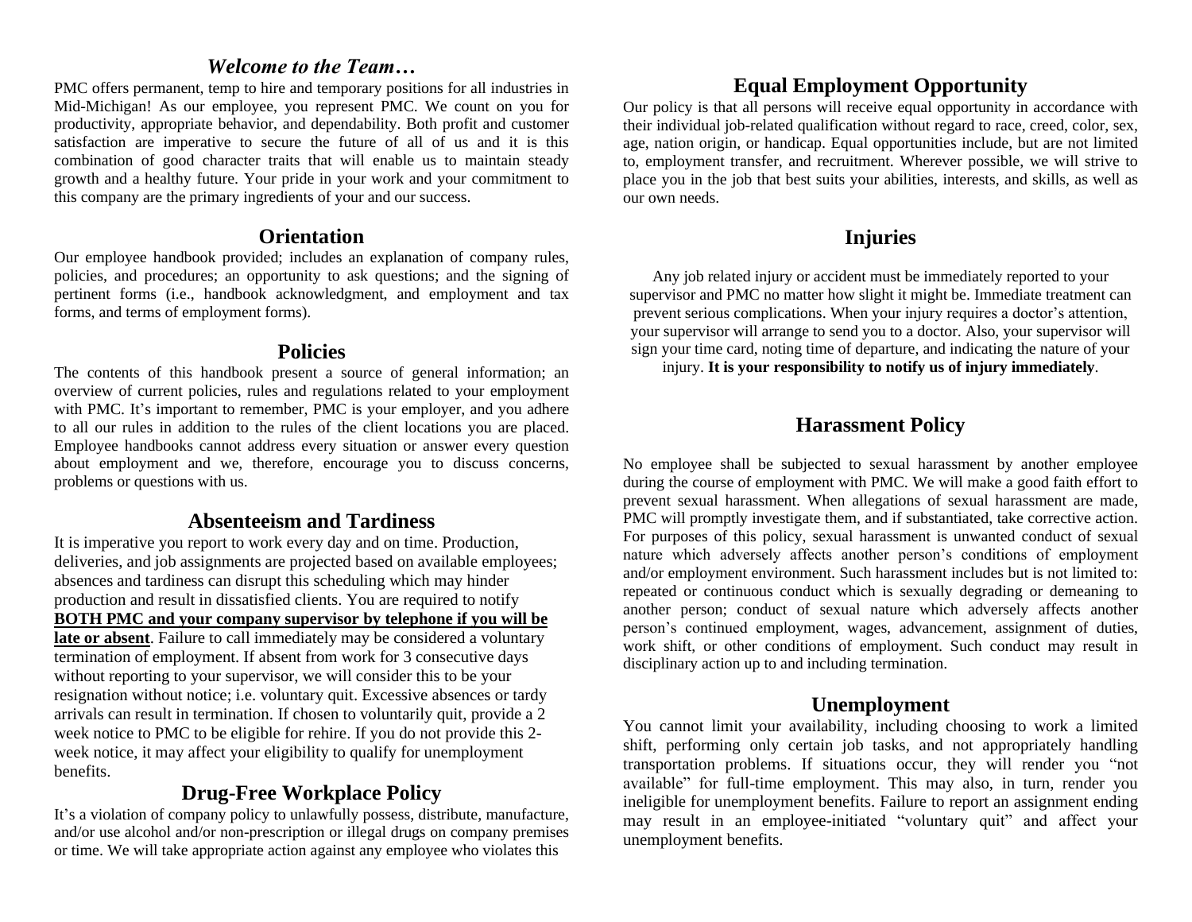## *Welcome to the Team…*

PMC offers permanent, temp to hire and temporary positions for all industries in Mid-Michigan! As our employee, you represent PMC. We count on you for productivity, appropriate behavior, and dependability. Both profit and customer satisfaction are imperative to secure the future of all of us and it is this combination of good character traits that will enable us to maintain steady growth and a healthy future. Your pride in your work and your commitment to this company are the primary ingredients of your and our success.

## Orientation

Our employee handbook provided; includes an explanation of company rules, policies, and procedures; an opportunity to ask questions; and the signing of pertinent forms (i.e., handbook acknowledgment, and employment and tax forms, and terms of employment forms).

## Policies

The contents of this handbook present a source of general information; an overview of current policies, rules and regulations related to your employment with PMC. It's important to remember, PMC is your employer, and you adhere to all our rules in addition to the rules of the client locations you are placed. Employee handbooks cannot address every situation or answer every question about employment and we, therefore, encourage you to discuss concerns, problems or questions with us.

## Absenteeism and Tardiness

It is imperative you report to work every day and on time. Production, deliveries, and job assignments are projected based on available employees; absences and tardiness can disrupt this scheduling which may hinder production and result in dissatisfied clients. You are required to notify **BOTH PMC and your company supervisor by telephone if you will be late or absent**. Failure to call immediately may be considered a voluntary termination of employment. If absent from work for 3 consecutive days without reporting to your supervisor, we will consider this to be your resignation without notice; i.e. voluntary quit. Excessive absences or tardy arrivals can result in termination. If chosen to voluntarily quit, provide a 2 week notice to PMC to be eligible for rehire. If you do not provide this 2-week notice, it may affect your eligibility to qualify for unemployment benefits.

## Drug-Free Workplace Policy

It's a violation of company policy to unlawfully possess, distribute, manufacture, and/or use alcohol and/or non-prescription or illegal drugs on company premises or time. We will take appropriate action against any employee who violates this

## Equal Employment Opportunity

Our policy is that all persons will receive equal opportunity in accordance with their individual job-related qualification without regard to race, creed, color, sex, age, nation origin, or handicap. Equal opportunities include, but are not limited to, employment transfer, and recruitment. Wherever possible, we will strive to place you in the job that best suits your abilities, interests, and skills, as well as our own needs.

## Injuries

Any job related injury or accident must be immediately reported to your supervisor and PMC no matter how slight it might be. Immediate treatment can prevent serious complications. When your injury requires a doctor's attention, your supervisor will arrange to send you to a doctor. Also, your supervisor will sign your time card, noting time of departure, and indicating the nature of your injury. **It is your responsibility to notify us of injury immediately**.

## Harassment Policy

No employee shall be subjected to sexual harassment by another employee during the course of employment with PMC. We will make a good faith effort to prevent sexual harassment. When allegations of sexual harassment are made, PMC will promptly investigate them, and if substantiated, take corrective action. For purposes of this policy, sexual harassment is unwanted conduct of sexual nature which adversely affects another person's conditions of employment and/or employment environment. Such harassment includes but is not limited to: repeated or continuous conduct which is sexually degrading or demeaning to another person; conduct of sexual nature which adversely affects another person's continued employment, wages, advancement, assignment of duties, work shift, or other conditions of employment. Such conduct may result in disciplinary action up to and including termination.

## Unemployment

You cannot limit your availability, including choosing to work a limited shift, performing only certain job tasks, and not appropriately handling transportation problems. If situations occur, they will render you "not available" for full-time employment. This may also, in turn, render you ineligible for unemployment benefits. Failure to report an assignment ending may result in an employee-initiated "voluntary quit" and affect your unemployment benefits.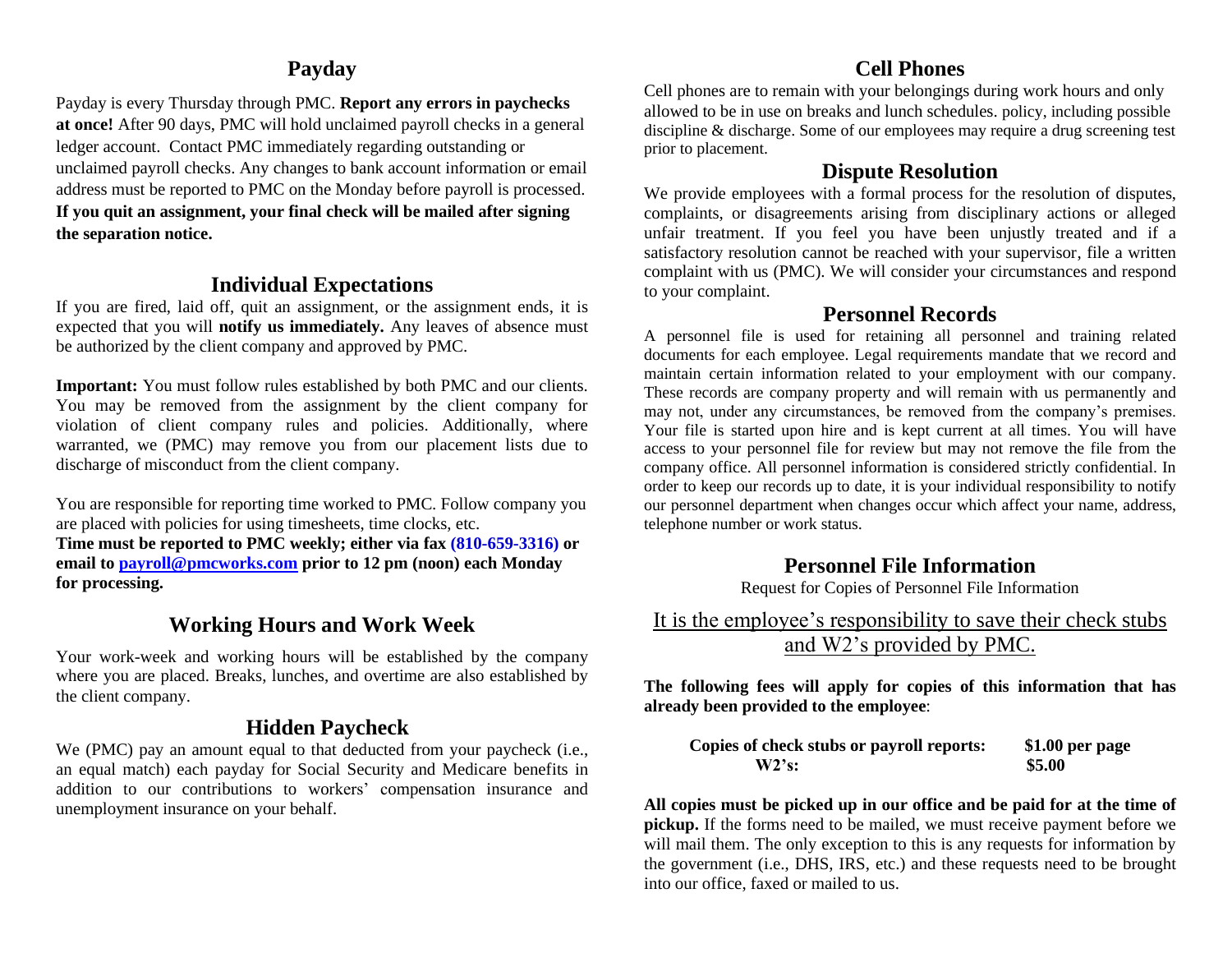## Payday

Payday is every Thursday through PMC. **Report any errors in paychecks at once!** After 90 days, PMC will hold unclaimed payroll checks in a general ledger account. Contact PMC immediately regarding outstanding or unclaimed payroll checks. Any changes to bank account information or email address must be reported to PMC on the Monday before payroll is processed. **If you quit an assignment, your final check will be mailed after signing the separation notice.**

## Individual Expectations

If you are fired, laid off, quit an assignment, or the assignment ends, it is expected that you will **notify us immediately.** Any leaves of absence must be authorized by the client company and approved by PMC.

**Important:** You must follow rules established by both PMC and our clients. You may be removed from the assignment by the client company for violation of client company rules and policies. Additionally, where warranted, we (PMC) may remove you from our placement lists due to discharge of misconduct from the client company.

You are responsible for reporting time worked to PMC. Follow company you are placed with policies for using timesheets, time clocks, etc.
**Time must be reported to PMC weekly; either via fax (810-659-3316) or email to [payroll@pmcworks.com](mailto:payroll@pmcworks.com) prior to 12 pm (noon) each Monday for processing.**

## Working Hours and Work Week

Your work-week and working hours will be established by the company where you are placed. Breaks, lunches, and overtime are also established by the client company.

## Hidden Paycheck

We (PMC) pay an amount equal to that deducted from your paycheck (i.e., an equal match) each payday for Social Security and Medicare benefits in addition to our contributions to workers' compensation insurance and unemployment insurance on your behalf.

## Cell Phones

Cell phones are to remain with your belongings during work hours and only allowed to be in use on breaks and lunch schedules. policy, including possible discipline & discharge. Some of our employees may require a drug screening test prior to placement.

## Dispute Resolution

We provide employees with a formal process for the resolution of disputes, complaints, or disagreements arising from disciplinary actions or alleged unfair treatment. If you feel you have been unjustly treated and if a satisfactory resolution cannot be reached with your supervisor, file a written complaint with us (PMC). We will consider your circumstances and respond to your complaint.

## Personnel Records

A personnel file is used for retaining all personnel and training related documents for each employee. Legal requirements mandate that we record and maintain certain information related to your employment with our company. These records are company property and will remain with us permanently and may not, under any circumstances, be removed from the company's premises. Your file is started upon hire and is kept current at all times. You will have access to your personnel file for review but may not remove the file from the company office. All personnel information is considered strictly confidential. In order to keep our records up to date, it is your individual responsibility to notify our personnel department when changes occur which affect your name, address, telephone number or work status.

## Personnel File Information

Request for Copies of Personnel File Information

<u>It is the employee's responsibility to save their check stubs and W2's provided by PMC.</u>

**The following fees will apply for copies of this information that has already been provided to the employee**:

| | |
|---|---|
| **Copies of check stubs or payroll reports:** | **$1.00 per page** |
| **W2's:** | **$5.00** |

**All copies must be picked up in our office and be paid for at the time of pickup.** If the forms need to be mailed, we must receive payment before we will mail them. The only exception to this is any requests for information by the government (i.e., DHS, IRS, etc.) and these requests need to be brought into our office, faxed or mailed to us.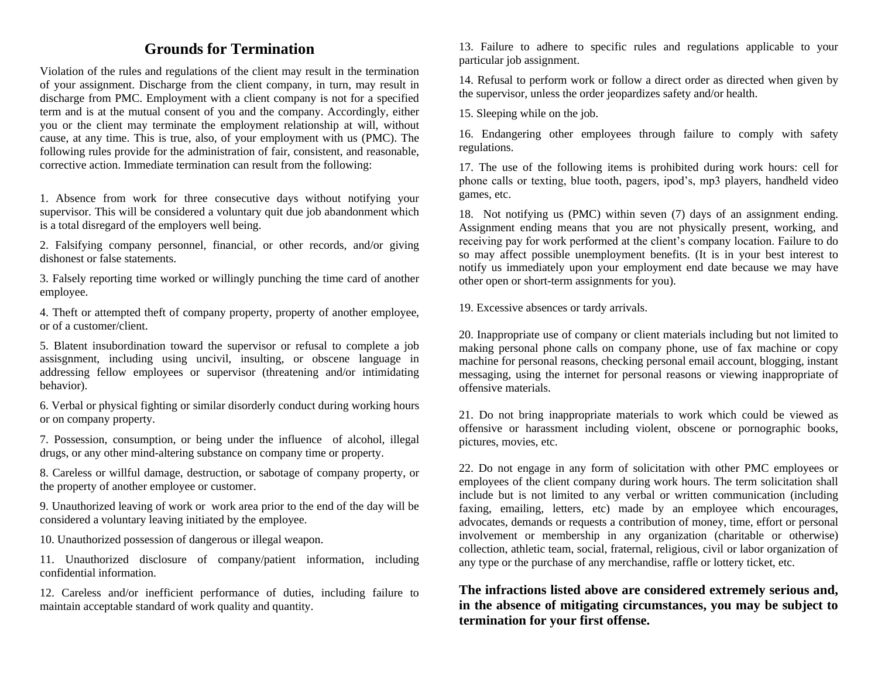## Grounds for Termination

Violation of the rules and regulations of the client may result in the termination of your assignment. Discharge from the client company, in turn, may result in discharge from PMC. Employment with a client company is not for a specified term and is at the mutual consent of you and the company. Accordingly, either you or the client may terminate the employment relationship at will, without cause, at any time. This is true, also, of your employment with us (PMC). The following rules provide for the administration of fair, consistent, and reasonable, corrective action. Immediate termination can result from the following:

1. Absence from work for three consecutive days without notifying your supervisor. This will be considered a voluntary quit due job abandonment which is a total disregard of the employers well being.

2. Falsifying company personnel, financial, or other records, and/or giving dishonest or false statements.

3. Falsely reporting time worked or willingly punching the time card of another employee.

4. Theft or attempted theft of company property, property of another employee, or of a customer/client.

5. Blatent insubordination toward the supervisor or refusal to complete a job assisgnment, including using uncivil, insulting, or obscene language in addressing fellow employees or supervisor (threatening and/or intimidating behavior).

6. Verbal or physical fighting or similar disorderly conduct during working hours or on company property.

7. Possession, consumption, or being under the influence of alcohol, illegal drugs, or any other mind-altering substance on company time or property.

8. Careless or willful damage, destruction, or sabotage of company property, or the property of another employee or customer.

9. Unauthorized leaving of work or work area prior to the end of the day will be considered a voluntary leaving initiated by the employee.

10. Unauthorized possession of dangerous or illegal weapon.

11. Unauthorized disclosure of company/patient information, including confidential information.

12. Careless and/or inefficient performance of duties, including failure to maintain acceptable standard of work quality and quantity.

13. Failure to adhere to specific rules and regulations applicable to your particular job assignment.

14. Refusal to perform work or follow a direct order as directed when given by the supervisor, unless the order jeopardizes safety and/or health.

15. Sleeping while on the job.

16. Endangering other employees through failure to comply with safety regulations.

17. The use of the following items is prohibited during work hours: cell for phone calls or texting, blue tooth, pagers, ipod's, mp3 players, handheld video games, etc.

18. Not notifying us (PMC) within seven (7) days of an assignment ending. Assignment ending means that you are not physically present, working, and receiving pay for work performed at the client's company location. Failure to do so may affect possible unemployment benefits. (It is in your best interest to notify us immediately upon your employment end date because we may have other open or short-term assignments for you).

19. Excessive absences or tardy arrivals.

20. Inappropriate use of company or client materials including but not limited to making personal phone calls on company phone, use of fax machine or copy machine for personal reasons, checking personal email account, blogging, instant messaging, using the internet for personal reasons or viewing inappropriate of offensive materials.

21. Do not bring inappropriate materials to work which could be viewed as offensive or harassment including violent, obscene or pornographic books, pictures, movies, etc.

22. Do not engage in any form of solicitation with other PMC employees or employees of the client company during work hours. The term solicitation shall include but is not limited to any verbal or written communication (including faxing, emailing, letters, etc) made by an employee which encourages, advocates, demands or requests a contribution of money, time, effort or personal involvement or membership in any organization (charitable or otherwise) collection, athletic team, social, fraternal, religious, civil or labor organization of any type or the purchase of any merchandise, raffle or lottery ticket, etc.

**The infractions listed above are considered extremely serious and, in the absence of mitigating circumstances, you may be subject to termination for your first offense.**